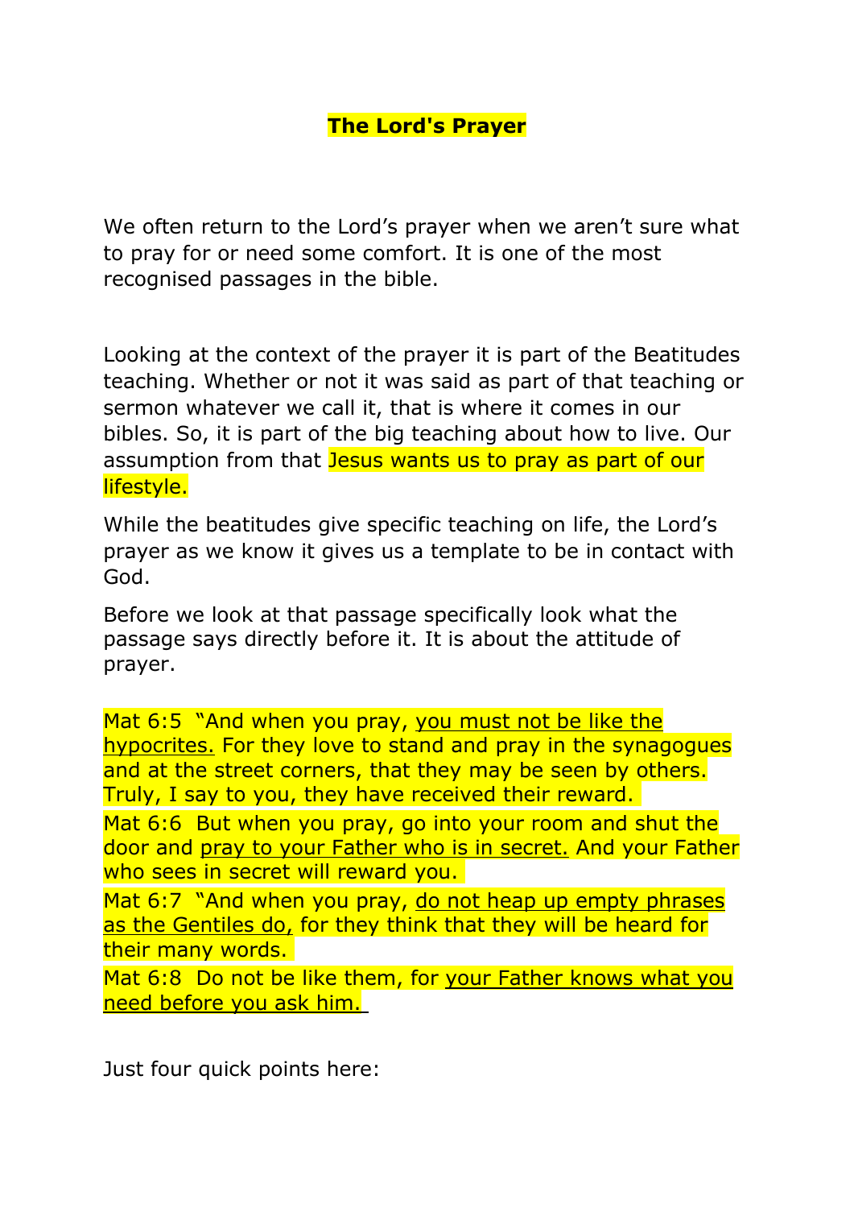# **The Lord's Prayer**

We often return to the Lord's prayer when we aren't sure what to pray for or need some comfort. It is one of the most recognised passages in the bible.

Looking at the context of the prayer it is part of the Beatitudes teaching. Whether or not it was said as part of that teaching or sermon whatever we call it, that is where it comes in our bibles. So, it is part of the big teaching about how to live. Our assumption from that Jesus wants us to pray as part of our lifestyle.

While the beatitudes give specific teaching on life, the Lord's prayer as we know it gives us a template to be in contact with God.

Before we look at that passage specifically look what the passage says directly before it. It is about the attitude of prayer.

Mat 6:5 "And when you pray, <u>you must not be like the hypocrites.</u> For they love to stand and pray in the synagogues and at the street corners, that they may be seen by others. Truly, I say to you, they have received their reward.

Mat 6:6 But when you pray, go into your room and shut the door and <u>pray to your Father who is in secret.</u> And your Father who sees in secret will reward you.

Mat 6:7 "And when you pray, <u>do not heap up empty phrases as the Gentiles do,</u> for they think that they will be heard for their many words.

Mat 6:8 Do not be like them, for <u>your Father knows what you need before you ask him.</u>

Just four quick points here: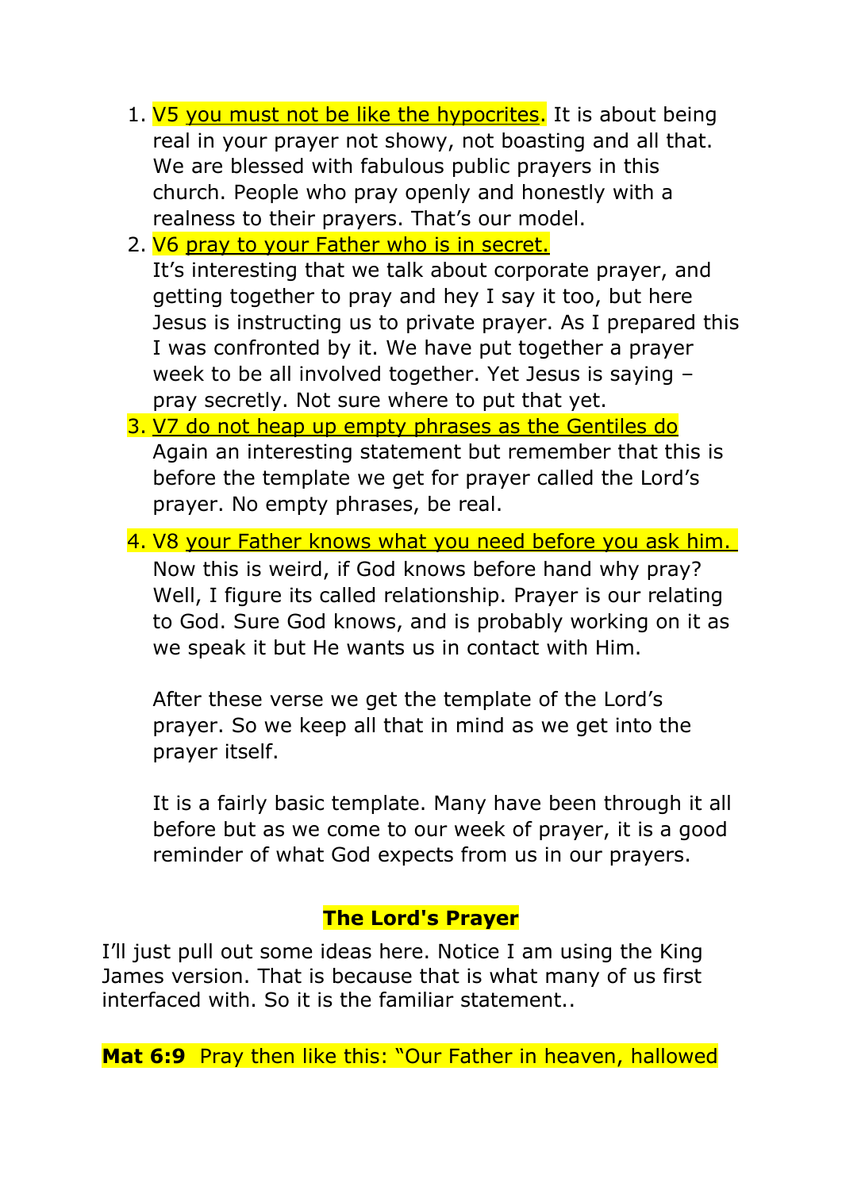1. V5 you must not be like the hypocrites. It is about being real in your prayer not showy, not boasting and all that. We are blessed with fabulous public prayers in this church. People who pray openly and honestly with a realness to their prayers. That's our model.
2. V6 pray to your Father who is in secret.
   It's interesting that we talk about corporate prayer, and getting together to pray and hey I say it too, but here Jesus is instructing us to private prayer. As I prepared this I was confronted by it. We have put together a prayer week to be all involved together. Yet Jesus is saying – pray secretly. Not sure where to put that yet.
3. V7 do not heap up empty phrases as the Gentiles do
   Again an interesting statement but remember that this is before the template we get for prayer called the Lord's prayer. No empty phrases, be real.
4. V8 your Father knows what you need before you ask him.
   Now this is weird, if God knows before hand why pray? Well, I figure its called relationship. Prayer is our relating to God. Sure God knows, and is probably working on it as we speak it but He wants us in contact with Him.

   After these verse we get the template of the Lord's prayer. So we keep all that in mind as we get into the prayer itself.

   It is a fairly basic template. Many have been through it all before but as we come to our week of prayer, it is a good reminder of what God expects from us in our prayers.

## The Lord's Prayer

I'll just pull out some ideas here. Notice I am using the King James version. That is because that is what many of us first interfaced with. So it is the familiar statement..

**Mat 6:9** Pray then like this: "Our Father in heaven, hallowed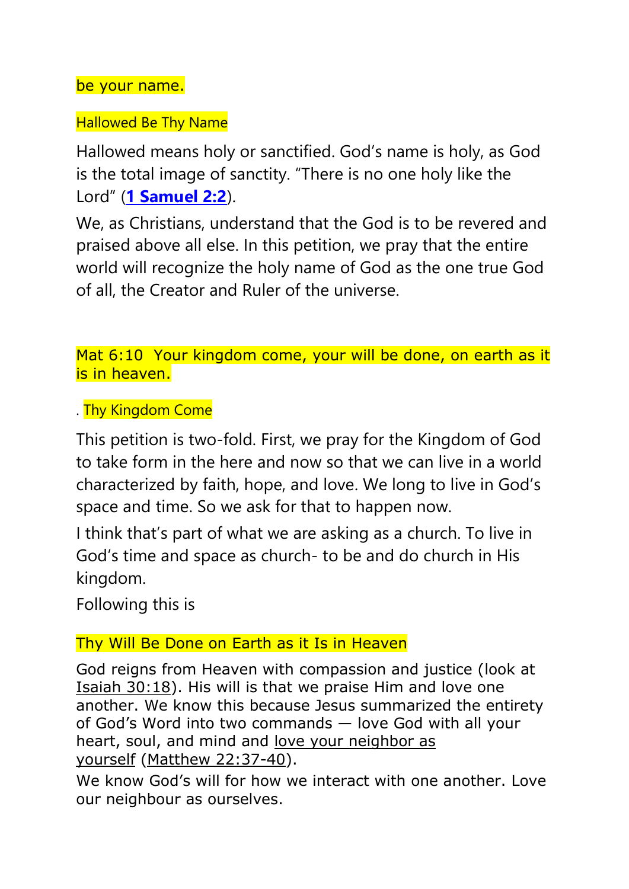be your name.

Hallowed Be Thy Name

Hallowed means holy or sanctified. God's name is holy, as God is the total image of sanctity. "There is no one holy like the Lord" (**1 Samuel 2:2**).

We, as Christians, understand that the God is to be revered and praised above all else. In this petition, we pray that the entire world will recognize the holy name of God as the one true God of all, the Creator and Ruler of the universe.

Mat 6:10  Your kingdom come, your will be done, on earth as it is in heaven.

. Thy Kingdom Come

This petition is two-fold. First, we pray for the Kingdom of God to take form in the here and now so that we can live in a world characterized by faith, hope, and love. We long to live in God's space and time. So we ask for that to happen now.

I think that's part of what we are asking as a church. To live in God's time and space as church- to be and do church in His kingdom.

Following this is

Thy Will Be Done on Earth as it Is in Heaven

God reigns from Heaven with compassion and justice (look at Isaiah 30:18). His will is that we praise Him and love one another. We know this because Jesus summarized the entirety of God's Word into two commands — love God with all your heart, soul, and mind and love your neighbor as yourself (Matthew 22:37-40).

We know God's will for how we interact with one another. Love our neighbour as ourselves.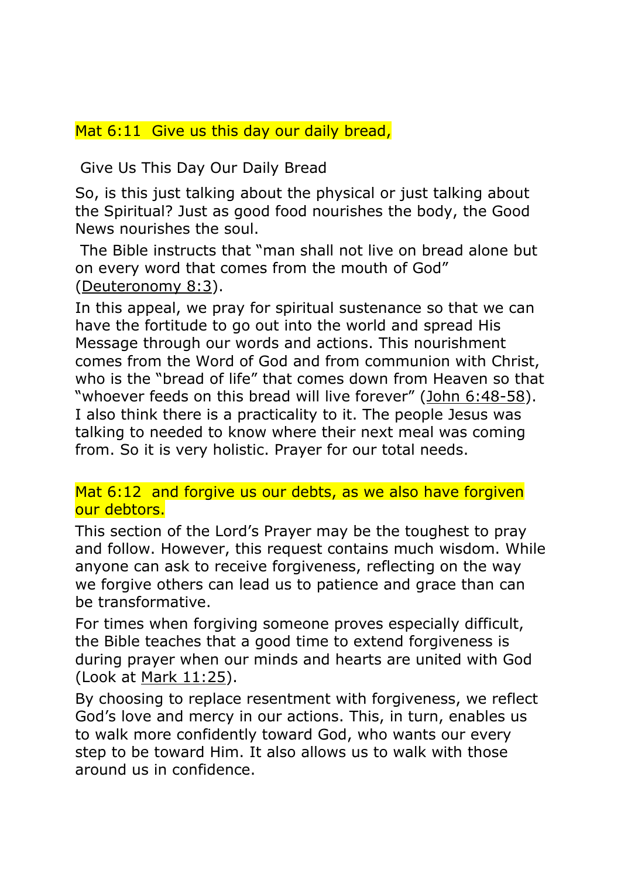Mat 6:11 Give us this day our daily bread,

Give Us This Day Our Daily Bread

So, is this just talking about the physical or just talking about the Spiritual? Just as good food nourishes the body, the Good News nourishes the soul.

The Bible instructs that "man shall not live on bread alone but on every word that comes from the mouth of God" (Deuteronomy 8:3).

In this appeal, we pray for spiritual sustenance so that we can have the fortitude to go out into the world and spread His Message through our words and actions. This nourishment comes from the Word of God and from communion with Christ, who is the "bread of life" that comes down from Heaven so that "whoever feeds on this bread will live forever" (John 6:48-58). I also think there is a practicality to it. The people Jesus was talking to needed to know where their next meal was coming from. So it is very holistic. Prayer for our total needs.

Mat 6:12 and forgive us our debts, as we also have forgiven our debtors.

This section of the Lord's Prayer may be the toughest to pray and follow. However, this request contains much wisdom. While anyone can ask to receive forgiveness, reflecting on the way we forgive others can lead us to patience and grace than can be transformative.

For times when forgiving someone proves especially difficult, the Bible teaches that a good time to extend forgiveness is during prayer when our minds and hearts are united with God (Look at Mark 11:25).

By choosing to replace resentment with forgiveness, we reflect God's love and mercy in our actions. This, in turn, enables us to walk more confidently toward God, who wants our every step to be toward Him. It also allows us to walk with those around us in confidence.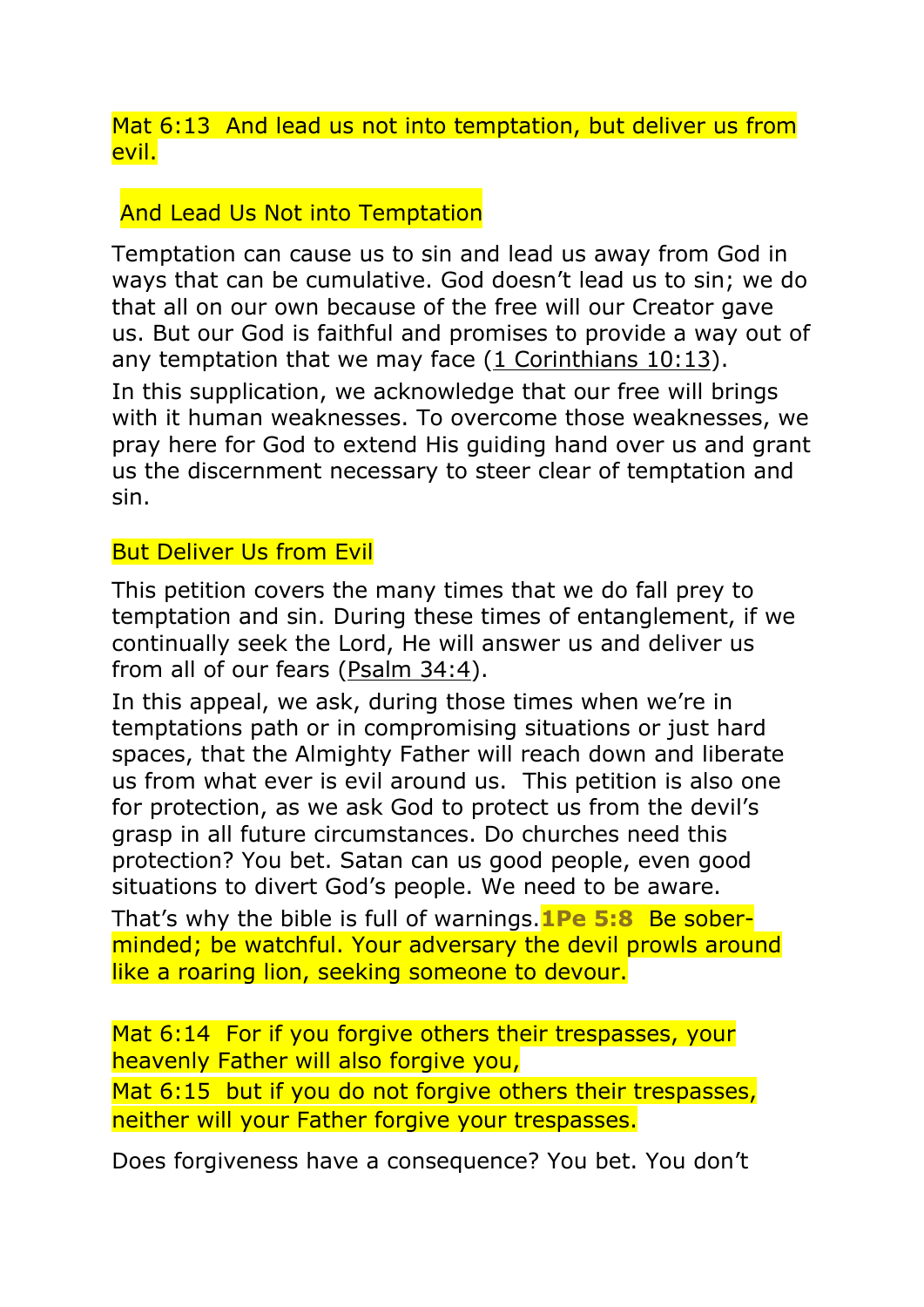Mat 6:13  And lead us not into temptation, but deliver us from evil.

## And Lead Us Not into Temptation

Temptation can cause us to sin and lead us away from God in ways that can be cumulative. God doesn't lead us to sin; we do that all on our own because of the free will our Creator gave us. But our God is faithful and promises to provide a way out of any temptation that we may face (1 Corinthians 10:13).

In this supplication, we acknowledge that our free will brings with it human weaknesses. To overcome those weaknesses, we pray here for God to extend His guiding hand over us and grant us the discernment necessary to steer clear of temptation and sin.

## But Deliver Us from Evil

This petition covers the many times that we do fall prey to temptation and sin. During these times of entanglement, if we continually seek the Lord, He will answer us and deliver us from all of our fears (Psalm 34:4).

In this appeal, we ask, during those times when we're in temptations path or in compromising situations or just hard spaces, that the Almighty Father will reach down and liberate us from what ever is evil around us.  This petition is also one for protection, as we ask God to protect us from the devil's grasp in all future circumstances. Do churches need this protection? You bet. Satan can us good people, even good situations to divert God's people. We need to be aware.

That's why the bible is full of warnings. **1Pe 5:8** Be sober-minded; be watchful. Your adversary the devil prowls around like a roaring lion, seeking someone to devour.

Mat 6:14  For if you forgive others their trespasses, your heavenly Father will also forgive you,

Mat 6:15  but if you do not forgive others their trespasses, neither will your Father forgive your trespasses.

Does forgiveness have a consequence? You bet. You don't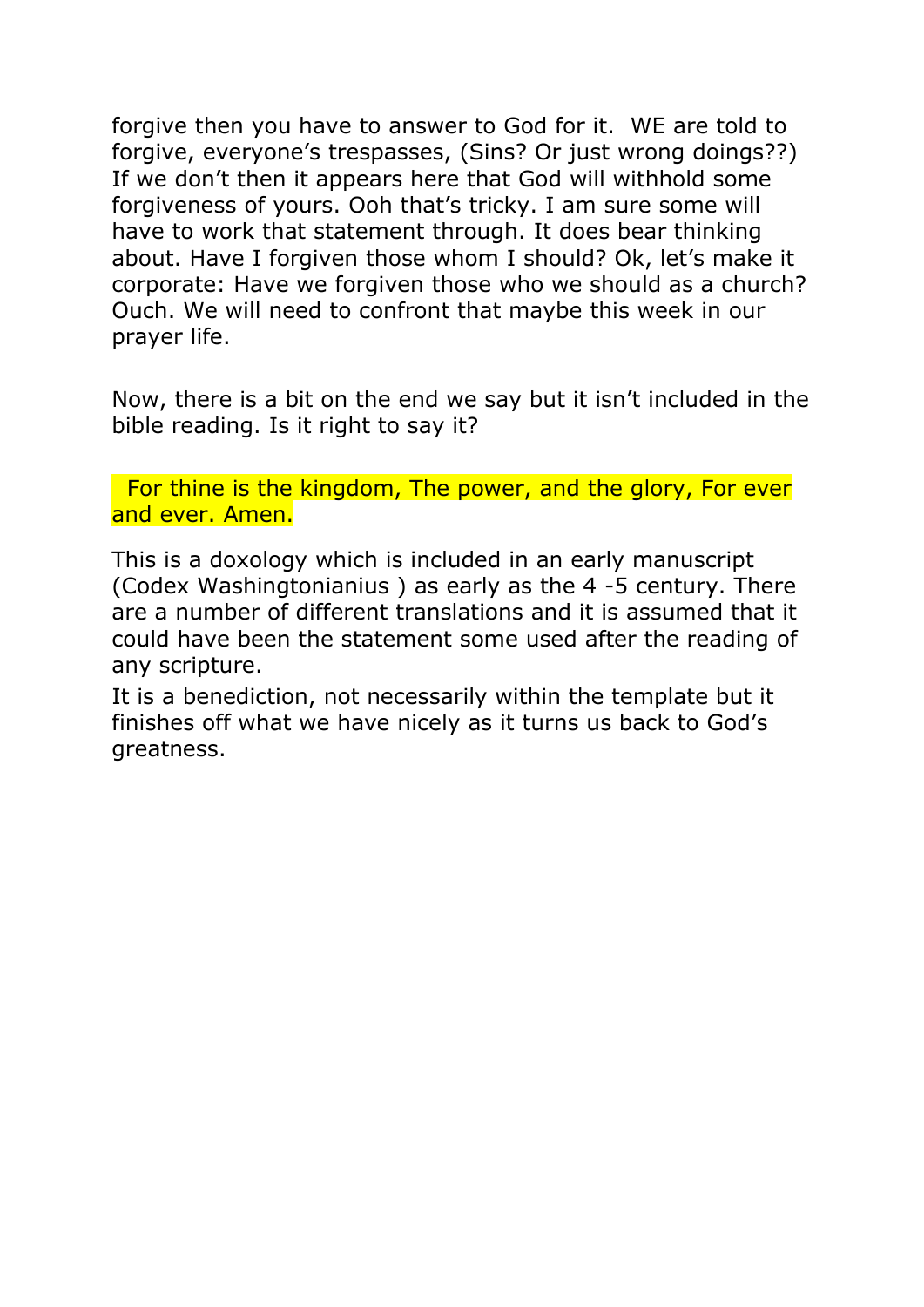forgive then you have to answer to God for it. WE are told to forgive, everyone's trespasses, (Sins? Or just wrong doings??) If we don't then it appears here that God will withhold some forgiveness of yours. Ooh that's tricky. I am sure some will have to work that statement through. It does bear thinking about. Have I forgiven those whom I should? Ok, let's make it corporate: Have we forgiven those who we should as a church? Ouch. We will need to confront that maybe this week in our prayer life.

Now, there is a bit on the end we say but it isn't included in the bible reading. Is it right to say it?

For thine is the kingdom, The power, and the glory, For ever and ever. Amen.

This is a doxology which is included in an early manuscript (Codex Washingtonianius ) as early as the 4 -5 century. There are a number of different translations and it is assumed that it could have been the statement some used after the reading of any scripture.

It is a benediction, not necessarily within the template but it finishes off what we have nicely as it turns us back to God's greatness.